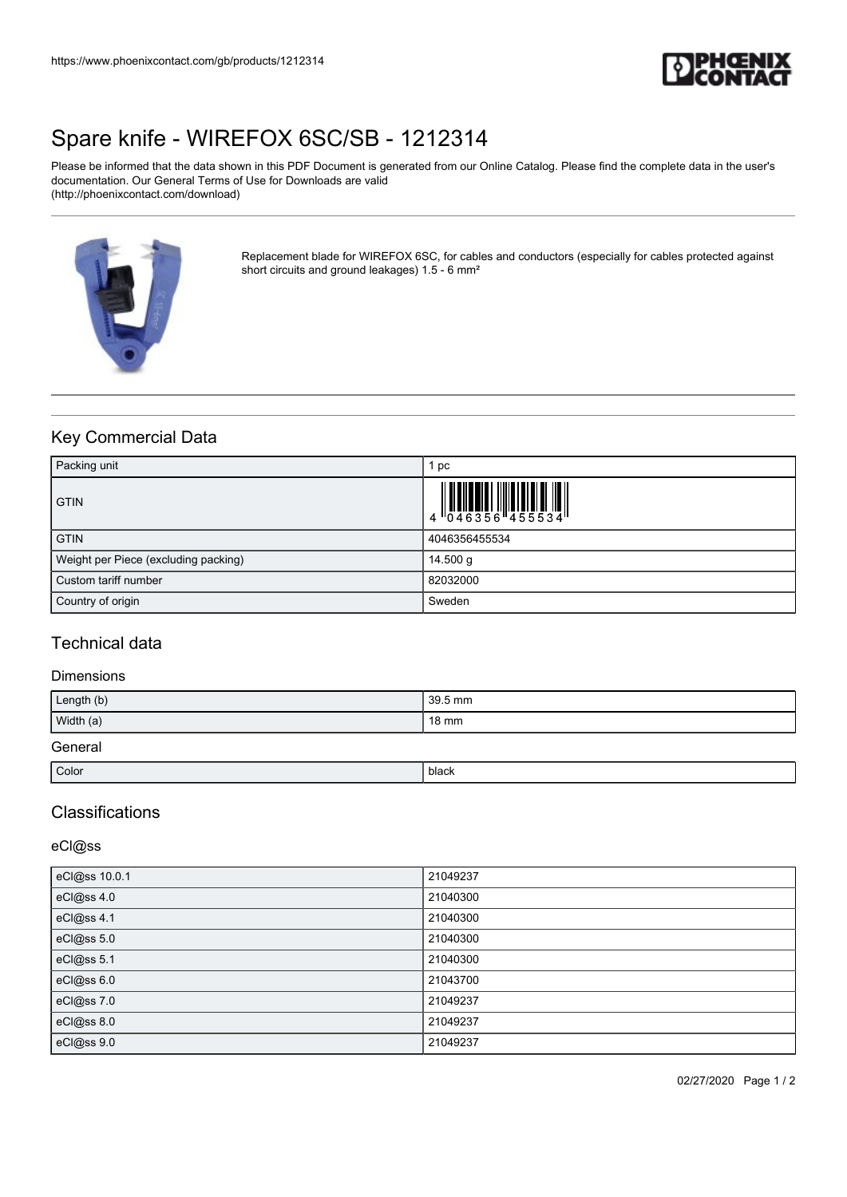# Spare knife - WIREFOX 6SC/SB - 1212314

Please be informed that the data shown in this PDF Document is generated from our Online Catalog. Please find the complete data in the user's documentation. Our General Terms of Use for Downloads are valid (http://phoenixcontact.com/download)

Replacement blade for WIREFOX 6SC, for cables and conductors (especially for cables protected against short circuits and ground leakages) 1.5 - 6 mm²

## Key Commercial Data

| | |
|---|---|
| Packing unit | 1 pc |
| GTIN | 4 046356 455534 |
| GTIN | 4046356455534 |
| Weight per Piece (excluding packing) | 14.500 g |
| Custom tariff number | 82032000 |
| Country of origin | Sweden |

## Technical data

### Dimensions

| | |
|---|---|
| Length (b) | 39.5 mm |
| Width (a) | 18 mm |

### General

| | |
|---|---|
| Color | black |

## Classifications

### eCl@ss

| | |
|---|---|
| eCl@ss 10.0.1 | 21049237 |
| eCl@ss 4.0 | 21040300 |
| eCl@ss 4.1 | 21040300 |
| eCl@ss 5.0 | 21040300 |
| eCl@ss 5.1 | 21040300 |
| eCl@ss 6.0 | 21043700 |
| eCl@ss 7.0 | 21049237 |
| eCl@ss 8.0 | 21049237 |
| eCl@ss 9.0 | 21049237 |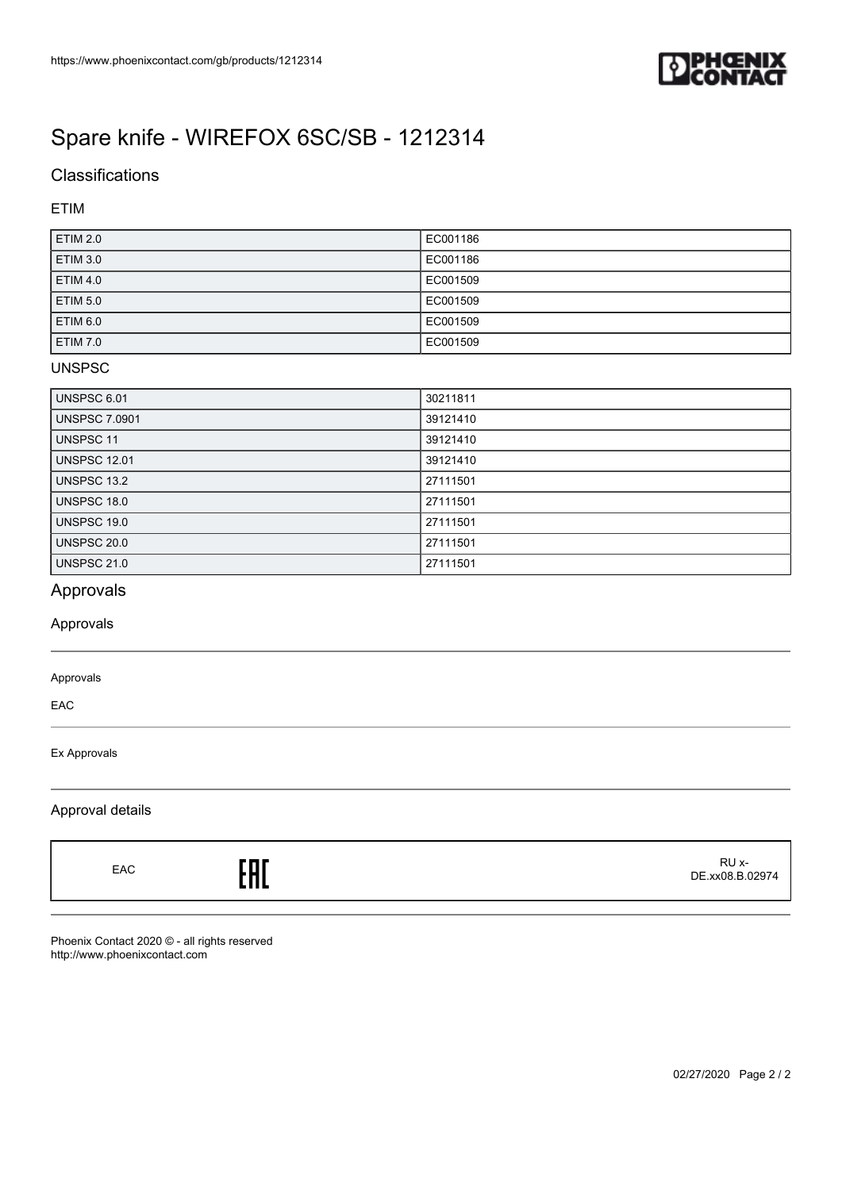# Spare knife - WIREFOX 6SC/SB - 1212314

## Classifications

### ETIM

| | |
|---|---|
| ETIM 2.0 | EC001186 |
| ETIM 3.0 | EC001186 |
| ETIM 4.0 | EC001509 |
| ETIM 5.0 | EC001509 |
| ETIM 6.0 | EC001509 |
| ETIM 7.0 | EC001509 |

### UNSPSC

| | |
|---|---|
| UNSPSC 6.01 | 30211811 |
| UNSPSC 7.0901 | 39121410 |
| UNSPSC 11 | 39121410 |
| UNSPSC 12.01 | 39121410 |
| UNSPSC 13.2 | 27111501 |
| UNSPSC 18.0 | 27111501 |
| UNSPSC 19.0 | 27111501 |
| UNSPSC 20.0 | 27111501 |
| UNSPSC 21.0 | 27111501 |

## Approvals

### Approvals

Approvals

EAC

Ex Approvals

### Approval details

| | | |
|---|---|---|
| EAC | EAC | RU x-DE.xx08.B.02974 |

Phoenix Contact 2020 © - all rights reserved
http://www.phoenixcontact.com